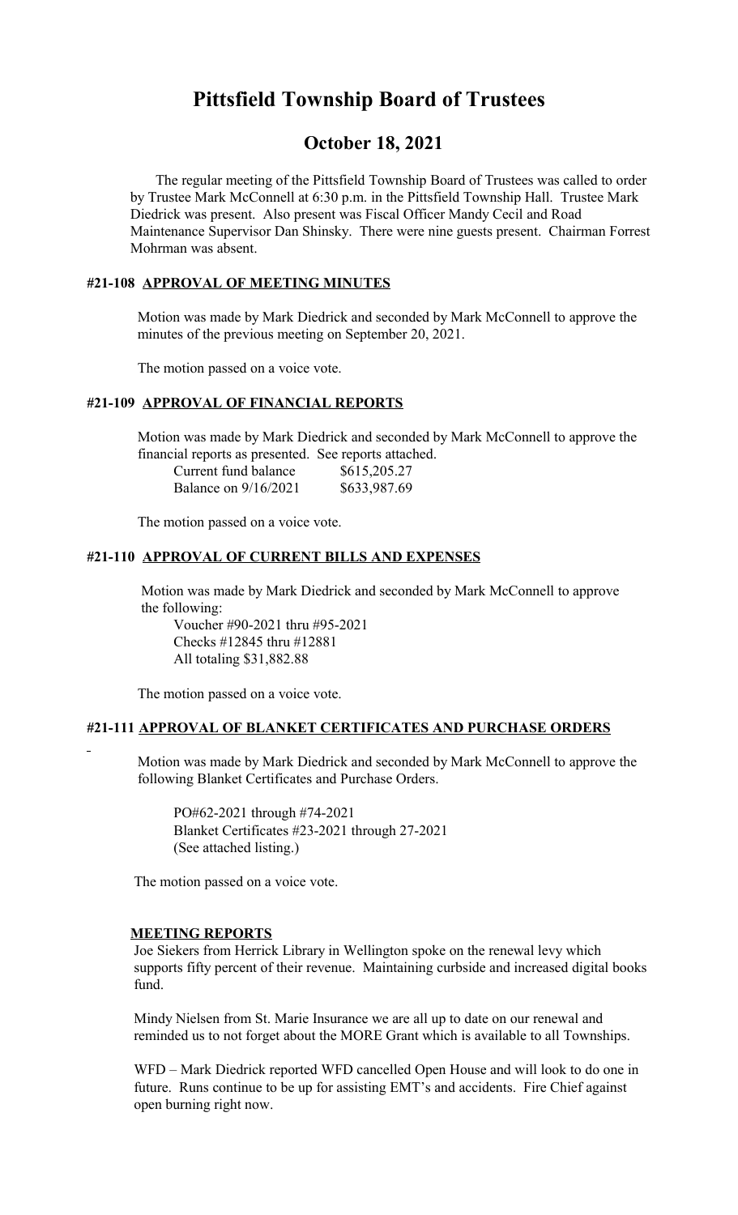# Pittsfield Township Board of Trustees

## October 18, 2021

The regular meeting of the Pittsfield Township Board of Trustees was called to order by Trustee Mark McConnell at 6:30 p.m. in the Pittsfield Township Hall. Trustee Mark Diedrick was present. Also present was Fiscal Officer Mandy Cecil and Road Maintenance Supervisor Dan Shinsky. There were nine guests present. Chairman Forrest Mohrman was absent.

### #21-108 APPROVAL OF MEETING MINUTES

Motion was made by Mark Diedrick and seconded by Mark McConnell to approve the minutes of the previous meeting on September 20, 2021.

The motion passed on a voice vote.

### #21-109 APPROVAL OF FINANCIAL REPORTS

Motion was made by Mark Diedrick and seconded by Mark McConnell to approve the financial reports as presented. See reports attached.

| | |
|---|---|
| Current fund balance | $615,205.27 |
| Balance on 9/16/2021 | $633,987.69 |

The motion passed on a voice vote.

### #21-110 APPROVAL OF CURRENT BILLS AND EXPENSES

Motion was made by Mark Diedrick and seconded by Mark McConnell to approve the following:

Voucher #90-2021 thru #95-2021
Checks #12845 thru #12881
All totaling $31,882.88

The motion passed on a voice vote.

### #21-111 APPROVAL OF BLANKET CERTIFICATES AND PURCHASE ORDERS

Motion was made by Mark Diedrick and seconded by Mark McConnell to approve the following Blanket Certificates and Purchase Orders.

PO#62-2021 through #74-2021
Blanket Certificates #23-2021 through 27-2021
(See attached listing.)

The motion passed on a voice vote.

### MEETING REPORTS

Joe Siekers from Herrick Library in Wellington spoke on the renewal levy which supports fifty percent of their revenue. Maintaining curbside and increased digital books fund.

Mindy Nielsen from St. Marie Insurance we are all up to date on our renewal and reminded us to not forget about the MORE Grant which is available to all Townships.

WFD – Mark Diedrick reported WFD cancelled Open House and will look to do one in future. Runs continue to be up for assisting EMT's and accidents. Fire Chief against open burning right now.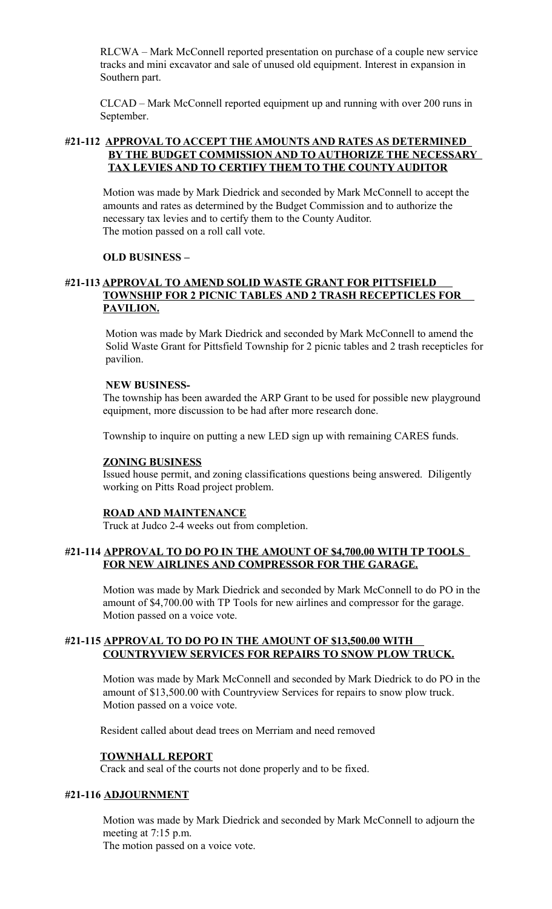RLCWA – Mark McConnell reported presentation on purchase of a couple new service tracks and mini excavator and sale of unused old equipment. Interest in expansion in Southern part.

CLCAD – Mark McConnell reported equipment up and running with over 200 runs in September.

**#21-112 APPROVAL TO ACCEPT THE AMOUNTS AND RATES AS DETERMINED BY THE BUDGET COMMISSION AND TO AUTHORIZE THE NECESSARY TAX LEVIES AND TO CERTIFY THEM TO THE COUNTY AUDITOR**

Motion was made by Mark Diedrick and seconded by Mark McConnell to accept the amounts and rates as determined by the Budget Commission and to authorize the necessary tax levies and to certify them to the County Auditor.
The motion passed on a roll call vote.

**OLD BUSINESS –**

**#21-113 APPROVAL TO AMEND SOLID WASTE GRANT FOR PITTSFIELD TOWNSHIP FOR 2 PICNIC TABLES AND 2 TRASH RECEPTICLES FOR PAVILION.**

Motion was made by Mark Diedrick and seconded by Mark McConnell to amend the Solid Waste Grant for Pittsfield Township for 2 picnic tables and 2 trash recepticles for pavilion.

**NEW BUSINESS-**

The township has been awarded the ARP Grant to be used for possible new playground equipment, more discussion to be had after more research done.

Township to inquire on putting a new LED sign up with remaining CARES funds.

**ZONING BUSINESS**

Issued house permit, and zoning classifications questions being answered. Diligently working on Pitts Road project problem.

**ROAD AND MAINTENANCE**

Truck at Judco 2-4 weeks out from completion.

**#21-114 APPROVAL TO DO PO IN THE AMOUNT OF $4,700.00 WITH TP TOOLS FOR NEW AIRLINES AND COMPRESSOR FOR THE GARAGE.**

Motion was made by Mark Diedrick and seconded by Mark McConnell to do PO in the amount of $4,700.00 with TP Tools for new airlines and compressor for the garage.
Motion passed on a voice vote.

**#21-115 APPROVAL TO DO PO IN THE AMOUNT OF $13,500.00 WITH COUNTRYVIEW SERVICES FOR REPAIRS TO SNOW PLOW TRUCK.**

Motion was made by Mark McConnell and seconded by Mark Diedrick to do PO in the amount of $13,500.00 with Countryview Services for repairs to snow plow truck.
Motion passed on a voice vote.

Resident called about dead trees on Merriam and need removed

**TOWNHALL REPORT**

Crack and seal of the courts not done properly and to be fixed.

**#21-116 ADJOURNMENT**

Motion was made by Mark Diedrick and seconded by Mark McConnell to adjourn the meeting at 7:15 p.m.
The motion passed on a voice vote.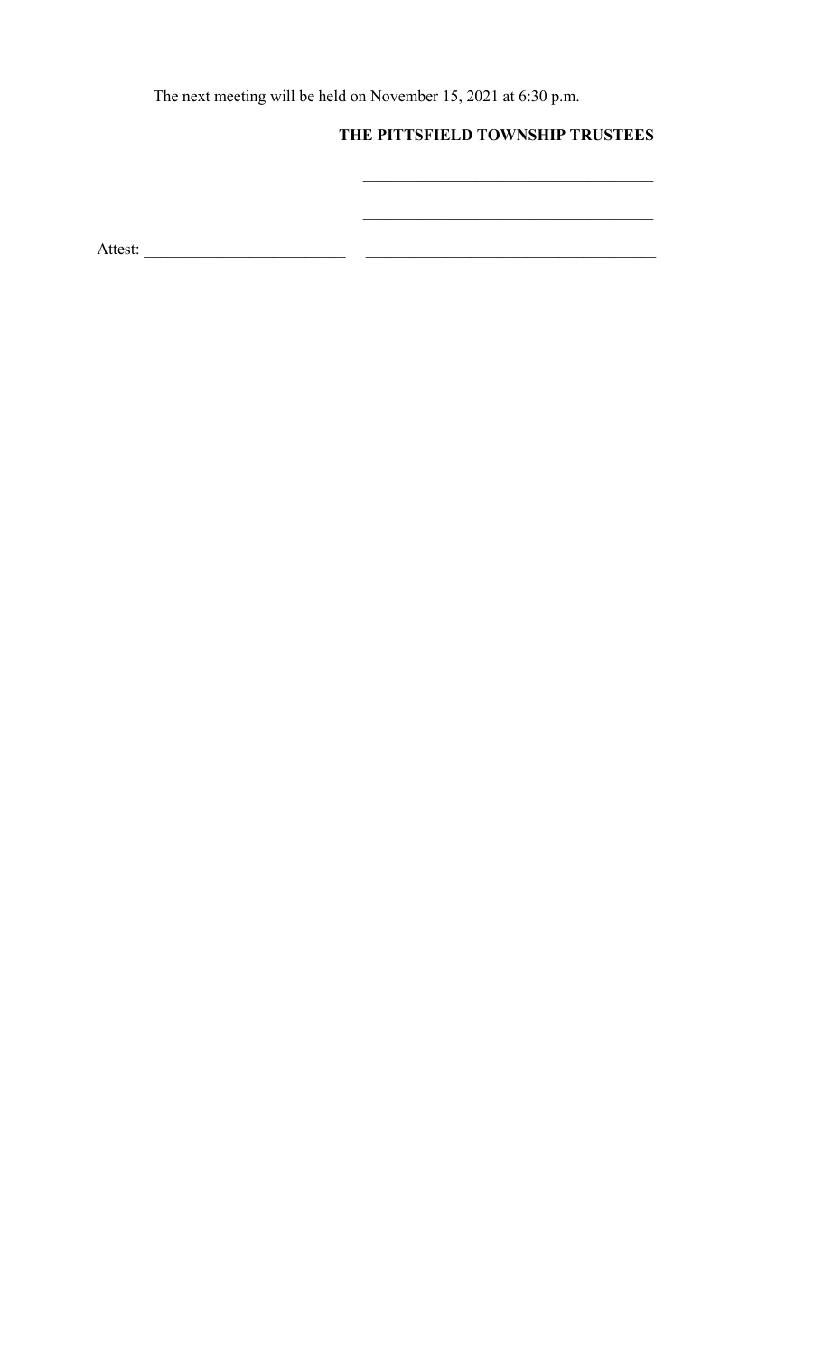The next meeting will be held on November 15, 2021 at 6:30 p.m.

**THE PITTSFIELD TOWNSHIP TRUSTEES**

\_\_\_\_\_\_\_\_\_\_\_\_\_\_\_\_\_\_\_\_\_\_\_\_\_\_\_\_\_\_\_\_\_\_\_

\_\_\_\_\_\_\_\_\_\_\_\_\_\_\_\_\_\_\_\_\_\_\_\_\_\_\_\_\_\_\_\_\_\_\_

Attest: \_\_\_\_\_\_\_\_\_\_\_\_\_\_\_\_\_\_\_\_\_\_\_\_\_ \_\_\_\_\_\_\_\_\_\_\_\_\_\_\_\_\_\_\_\_\_\_\_\_\_\_\_\_\_\_\_\_\_\_\_